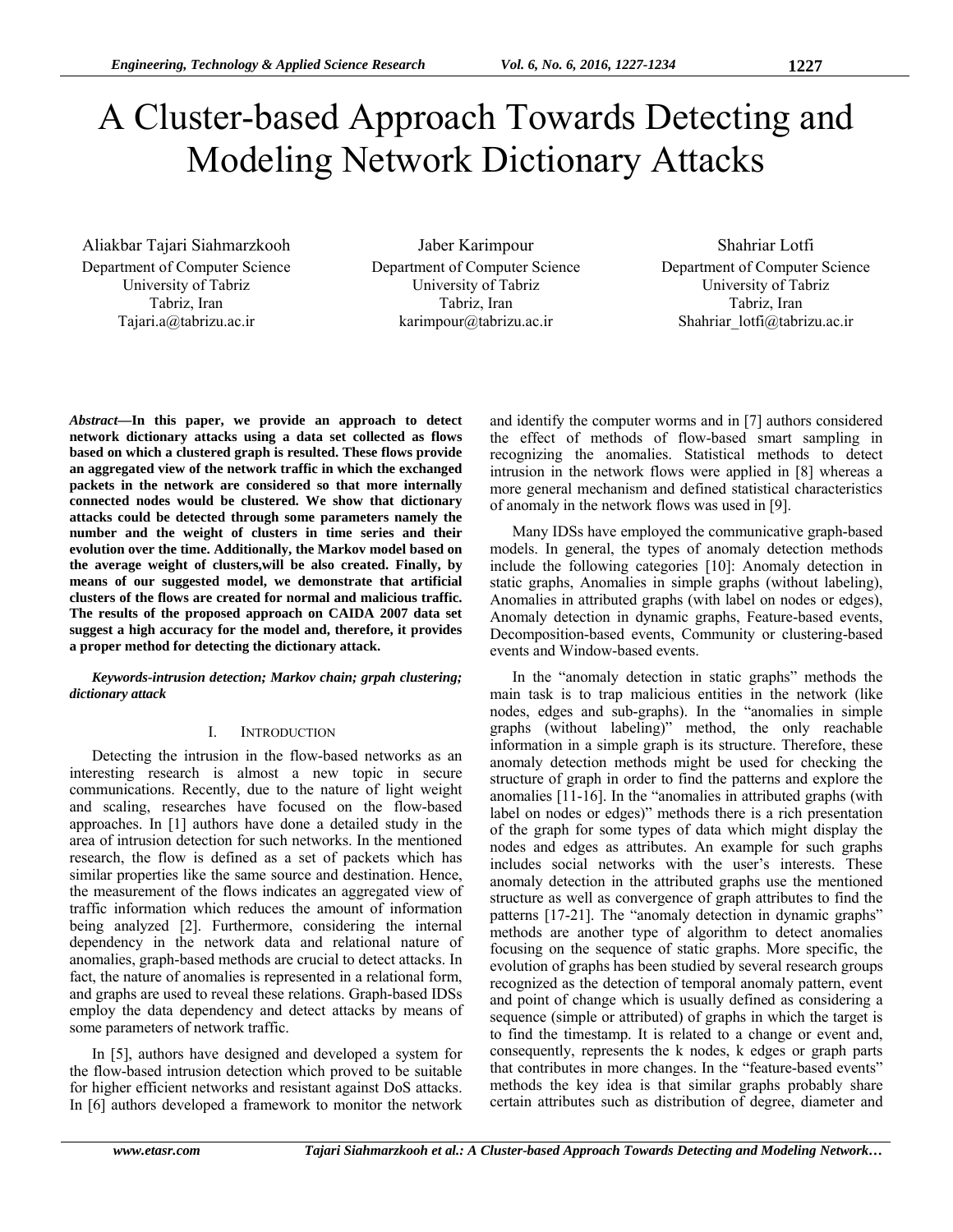# A Cluster-based Approach Towards Detecting and Modeling Network Dictionary Attacks

Aliakbar Tajari Siahmarzkooh
Department of Computer Science
University of Tabriz
Tabriz, Iran
Tajari.a@tabrizu.ac.ir

Jaber Karimpour
Department of Computer Science
University of Tabriz
Tabriz, Iran
karimpour@tabrizu.ac.ir

Shahriar Lotfi
Department of Computer Science
University of Tabriz
Tabriz, Iran
Shahriar_lotfi@tabrizu.ac.ir

***Abstract*—In this paper, we provide an approach to detect network dictionary attacks using a data set collected as flows based on which a clustered graph is resulted. These flows provide an aggregated view of the network traffic in which the exchanged packets in the network are considered so that more internally connected nodes would be clustered. We show that dictionary attacks could be detected through some parameters namely the number and the weight of clusters in time series and their evolution over the time. Additionally, the Markov model based on the average weight of clusters,will be also created. Finally, by means of our suggested model, we demonstrate that artificial clusters of the flows are created for normal and malicious traffic. The results of the proposed approach on CAIDA 2007 data set suggest a high accuracy for the model and, therefore, it provides a proper method for detecting the dictionary attack.**

***Keywords-intrusion detection; Markov chain; grpah clustering; dictionary attack***

## I. Introduction

Detecting the intrusion in the flow-based networks as an interesting research is almost a new topic in secure communications. Recently, due to the nature of light weight and scaling, researches have focused on the flow-based approaches. In [1] authors have done a detailed study in the area of intrusion detection for such networks. In the mentioned research, the flow is defined as a set of packets which has similar properties like the same source and destination. Hence, the measurement of the flows indicates an aggregated view of traffic information which reduces the amount of information being analyzed [2]. Furthermore, considering the internal dependency in the network data and relational nature of anomalies, graph-based methods are crucial to detect attacks. In fact, the nature of anomalies is represented in a relational form, and graphs are used to reveal these relations. Graph-based IDSs employ the data dependency and detect attacks by means of some parameters of network traffic.

In [5], authors have designed and developed a system for the flow-based intrusion detection which proved to be suitable for higher efficient networks and resistant against DoS attacks. In [6] authors developed a framework to monitor the network and identify the computer worms and in [7] authors considered the effect of methods of flow-based smart sampling in recognizing the anomalies. Statistical methods to detect intrusion in the network flows were applied in [8] whereas a more general mechanism and defined statistical characteristics of anomaly in the network flows was used in [9].

Many IDSs have employed the communicative graph-based models. In general, the types of anomaly detection methods include the following categories [10]: Anomaly detection in static graphs, Anomalies in simple graphs (without labeling), Anomalies in attributed graphs (with label on nodes or edges), Anomaly detection in dynamic graphs, Feature-based events, Decomposition-based events, Community or clustering-based events and Window-based events.

In the "anomaly detection in static graphs" methods the main task is to trap malicious entities in the network (like nodes, edges and sub-graphs). In the "anomalies in simple graphs (without labeling)" method, the only reachable information in a simple graph is its structure. Therefore, these anomaly detection methods might be used for checking the structure of graph in order to find the patterns and explore the anomalies [11-16]. In the "anomalies in attributed graphs (with label on nodes or edges)" methods there is a rich presentation of the graph for some types of data which might display the nodes and edges as attributes. An example for such graphs includes social networks with the user's interests. These anomaly detection in the attributed graphs use the mentioned structure as well as convergence of graph attributes to find the patterns [17-21]. The "anomaly detection in dynamic graphs" methods are another type of algorithm to detect anomalies focusing on the sequence of static graphs. More specific, the evolution of graphs has been studied by several research groups recognized as the detection of temporal anomaly pattern, event and point of change which is usually defined as considering a sequence (simple or attributed) of graphs in which the target is to find the timestamp. It is related to a change or event and, consequently, represents the k nodes, k edges or graph parts that contributes in more changes. In the "feature-based events" methods the key idea is that similar graphs probably share certain attributes such as distribution of degree, diameter and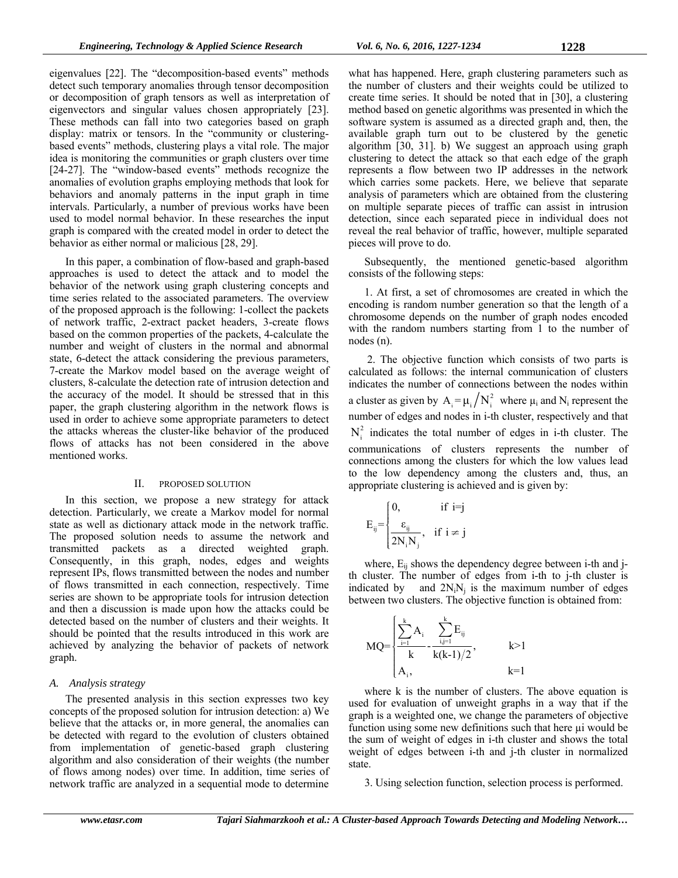eigenvalues [22]. The "decomposition-based events" methods detect such temporary anomalies through tensor decomposition or decomposition of graph tensors as well as interpretation of eigenvectors and singular values chosen appropriately [23]. These methods can fall into two categories based on graph display: matrix or tensors. In the "community or clustering-based events" methods, clustering plays a vital role. The major idea is monitoring the communities or graph clusters over time [24-27]. The "window-based events" methods recognize the anomalies of evolution graphs employing methods that look for behaviors and anomaly patterns in the input graph in time intervals. Particularly, a number of previous works have been used to model normal behavior. In these researches the input graph is compared with the created model in order to detect the behavior as either normal or malicious [28, 29].

In this paper, a combination of flow-based and graph-based approaches is used to detect the attack and to model the behavior of the network using graph clustering concepts and time series related to the associated parameters. The overview of the proposed approach is the following: 1-collect the packets of network traffic, 2-extract packet headers, 3-create flows based on the common properties of the packets, 4-calculate the number and weight of clusters in the normal and abnormal state, 6-detect the attack considering the previous parameters, 7-create the Markov model based on the average weight of clusters, 8-calculate the detection rate of intrusion detection and the accuracy of the model. It should be stressed that in this paper, the graph clustering algorithm in the network flows is used in order to achieve some appropriate parameters to detect the attacks whereas the cluster-like behavior of the produced flows of attacks has not been considered in the above mentioned works.

## II. PROPOSED SOLUTION

In this section, we propose a new strategy for attack detection. Particularly, we create a Markov model for normal state as well as dictionary attack mode in the network traffic. The proposed solution needs to assume the network and transmitted packets as a directed weighted graph. Consequently, in this graph, nodes, edges and weights represent IPs, flows transmitted between the nodes and number of flows transmitted in each connection, respectively. Time series are shown to be appropriate tools for intrusion detection and then a discussion is made upon how the attacks could be detected based on the number of clusters and their weights. It should be pointed that the results introduced in this work are achieved by analyzing the behavior of packets of network graph.

### *A. Analysis strategy*

The presented analysis in this section expresses two key concepts of the proposed solution for intrusion detection: a) We believe that the attacks or, in more general, the anomalies can be detected with regard to the evolution of clusters obtained from implementation of genetic-based graph clustering algorithm and also consideration of their weights (the number of flows among nodes) over time. In addition, time series of network traffic are analyzed in a sequential mode to determine what has happened. Here, graph clustering parameters such as the number of clusters and their weights could be utilized to create time series. It should be noted that in [30], a clustering method based on genetic algorithms was presented in which the software system is assumed as a directed graph and, then, the available graph turn out to be clustered by the genetic algorithm [30, 31]. b) We suggest an approach using graph clustering to detect the attack so that each edge of the graph represents a flow between two IP addresses in the network which carries some packets. Here, we believe that separate analysis of parameters which are obtained from the clustering on multiple separate pieces of traffic can assist in intrusion detection, since each separated piece in individual does not reveal the real behavior of traffic, however, multiple separated pieces will prove to do.

Subsequently, the mentioned genetic-based algorithm consists of the following steps:

1. At first, a set of chromosomes are created in which the encoding is random number generation so that the length of a chromosome depends on the number of graph nodes encoded with the random numbers starting from 1 to the number of nodes (n).

2. The objective function which consists of two parts is calculated as follows: the internal communication of clusters indicates the number of connections between the nodes within a cluster as given by $A_i = \mu_i / N_i^2$ where $\mu_i$ and $N_i$ represent the number of edges and nodes in i-th cluster, respectively and that $N_i^2$ indicates the total number of edges in i-th cluster. The communications of clusters represents the number of connections among the clusters for which the low values lead to the low dependency among the clusters and, thus, an appropriate clustering is achieved and is given by:

$$E_{ij} = \begin{cases} 0, & \text{if } i=j \\ \dfrac{\varepsilon_{ij}}{2N_i N_j}, & \text{if } i \neq j \end{cases}$$

where, $E_{ij}$ shows the dependency degree between i-th and j-th cluster. The number of edges from i-th to j-th cluster is indicated by and $2N_iN_j$ is the maximum number of edges between two clusters. The objective function is obtained from:

$$MQ = \begin{cases} \dfrac{\sum_{i=1}^{k} A_i}{k} - \dfrac{\sum_{i,j=1}^{k} E_{ij}}{k(k-1)/2}, & k>1 \\ A_i, & k=1 \end{cases}$$

where k is the number of clusters. The above equation is used for evaluation of unweight graphs in a way that if the graph is a weighted one, we change the parameters of objective function using some new definitions such that here μi would be the sum of weight of edges in i-th cluster and shows the total weight of edges between i-th and j-th cluster in normalized state.

3. Using selection function, selection process is performed.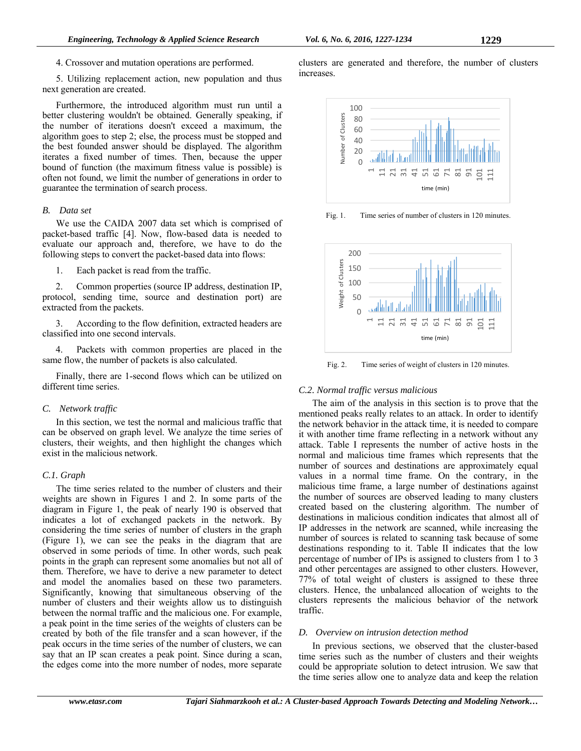4. Crossover and mutation operations are performed.

5. Utilizing replacement action, new population and thus next generation are created.

Furthermore, the introduced algorithm must run until a better clustering wouldn't be obtained. Generally speaking, if the number of iterations doesn't exceed a maximum, the algorithm goes to step 2; else, the process must be stopped and the best founded answer should be displayed. The algorithm iterates a fixed number of times. Then, because the upper bound of function (the maximum fitness value is possible) is often not found, we limit the number of generations in order to guarantee the termination of search process.

### *B. Data set*

We use the CAIDA 2007 data set which is comprised of packet-based traffic [4]. Now, flow-based data is needed to evaluate our approach and, therefore, we have to do the following steps to convert the packet-based data into flows:

1. Each packet is read from the traffic.

2. Common properties (source IP address, destination IP, protocol, sending time, source and destination port) are extracted from the packets.

3. According to the flow definition, extracted headers are classified into one second intervals.

4. Packets with common properties are placed in the same flow, the number of packets is also calculated.

Finally, there are 1-second flows which can be utilized on different time series.

### *C. Network traffic*

In this section, we test the normal and malicious traffic that can be observed on graph level. We analyze the time series of clusters, their weights, and then highlight the changes which exist in the malicious network.

#### *C.1. Graph*

The time series related to the number of clusters and their weights are shown in Figures 1 and 2. In some parts of the diagram in Figure 1, the peak of nearly 190 is observed that indicates a lot of exchanged packets in the network. By considering the time series of number of clusters in the graph (Figure 1), we can see the peaks in the diagram that are observed in some periods of time. In other words, such peak points in the graph can represent some anomalies but not all of them. Therefore, we have to derive a new parameter to detect and model the anomalies based on these two parameters. Significantly, knowing that simultaneous observing of the number of clusters and their weights allow us to distinguish between the normal traffic and the malicious one. For example, a peak point in the time series of the weights of clusters can be created by both of the file transfer and a scan however, if the peak occurs in the time series of the number of clusters, we can say that an IP scan creates a peak point. Since during a scan, the edges come into the more number of nodes, more separate clusters are generated and therefore, the number of clusters increases.

Fig. 1. Time series of number of clusters in 120 minutes.

Fig. 2. Time series of weight of clusters in 120 minutes.

#### *C.2. Normal traffic versus malicious*

The aim of the analysis in this section is to prove that the mentioned peaks really relates to an attack. In order to identify the network behavior in the attack time, it is needed to compare it with another time frame reflecting in a network without any attack. Table I represents the number of active hosts in the normal and malicious time frames which represents that the number of sources and destinations are approximately equal values in a normal time frame. On the contrary, in the malicious time frame, a large number of destinations against the number of sources are observed leading to many clusters created based on the clustering algorithm. The number of destinations in malicious condition indicates that almost all of IP addresses in the network are scanned, while increasing the number of sources is related to scanning task because of some destinations responding to it. Table II indicates that the low percentage of number of IPs is assigned to clusters from 1 to 3 and other percentages are assigned to other clusters. However, 77% of total weight of clusters is assigned to these three clusters. Hence, the unbalanced allocation of weights to the clusters represents the malicious behavior of the network traffic.

### *D. Overview on intrusion detection method*

In previous sections, we observed that the cluster-based time series such as the number of clusters and their weights could be appropriate solution to detect intrusion. We saw that the time series allow one to analyze data and keep the relation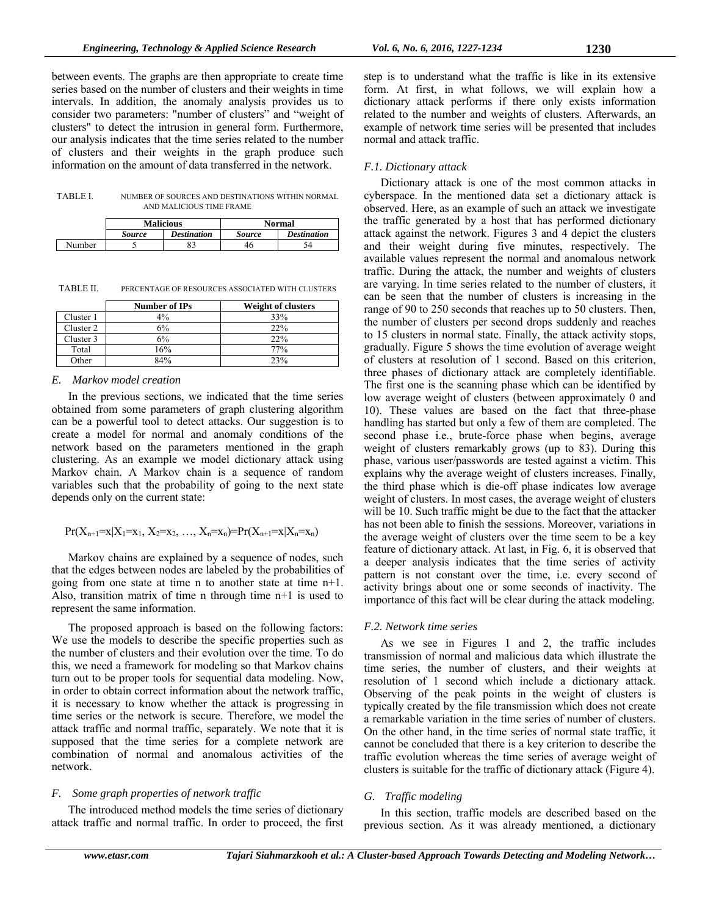between events. The graphs are then appropriate to create time series based on the number of clusters and their weights in time intervals. In addition, the anomaly analysis provides us to consider two parameters: "number of clusters" and "weight of clusters" to detect the intrusion in general form. Furthermore, our analysis indicates that the time series related to the number of clusters and their weights in the graph produce such information on the amount of data transferred in the network.

TABLE I. NUMBER OF SOURCES AND DESTINATIONS WITHIN NORMAL AND MALICIOUS TIME FRAME

| | Malicious | | Normal | |
|---|---|---|---|---|
| | *Source* | *Destination* | *Source* | *Destination* |
| Number | 5 | 83 | 46 | 54 |

TABLE II. PERCENTAGE OF RESOURCES ASSOCIATED WITH CLUSTERS

| | Number of IPs | Weight of clusters |
|---|---|---|
| Cluster 1 | 4% | 33% |
| Cluster 2 | 6% | 22% |
| Cluster 3 | 6% | 22% |
| Total | 16% | 77% |
| Other | 84% | 23% |

## *E. Markov model creation*

In the previous sections, we indicated that the time series obtained from some parameters of graph clustering algorithm can be a powerful tool to detect attacks. Our suggestion is to create a model for normal and anomaly conditions of the network based on the parameters mentioned in the graph clustering. As an example we model dictionary attack using Markov chain. A Markov chain is a sequence of random variables such that the probability of going to the next state depends only on the current state:

$$\Pr(X_{n+1}=x|X_1=x_1, X_2=x_2, \ldots, X_n=x_n)=\Pr(X_{n+1}=x|X_n=x_n)$$

Markov chains are explained by a sequence of nodes, such that the edges between nodes are labeled by the probabilities of going from one state at time n to another state at time n+1. Also, transition matrix of time n through time n+1 is used to represent the same information.

The proposed approach is based on the following factors: We use the models to describe the specific properties such as the number of clusters and their evolution over the time. To do this, we need a framework for modeling so that Markov chains turn out to be proper tools for sequential data modeling. Now, in order to obtain correct information about the network traffic, it is necessary to know whether the attack is progressing in time series or the network is secure. Therefore, we model the attack traffic and normal traffic, separately. We note that it is supposed that the time series for a complete network are combination of normal and anomalous activities of the network.

## *F. Some graph properties of network traffic*

The introduced method models the time series of dictionary attack traffic and normal traffic. In order to proceed, the first step is to understand what the traffic is like in its extensive form. At first, in what follows, we will explain how a dictionary attack performs if there only exists information related to the number and weights of clusters. Afterwards, an example of network time series will be presented that includes normal and attack traffic.

### *F.1. Dictionary attack*

Dictionary attack is one of the most common attacks in cyberspace. In the mentioned data set a dictionary attack is observed. Here, as an example of such an attack we investigate the traffic generated by a host that has performed dictionary attack against the network. Figures 3 and 4 depict the clusters and their weight during five minutes, respectively. The available values represent the normal and anomalous network traffic. During the attack, the number and weights of clusters are varying. In time series related to the number of clusters, it can be seen that the number of clusters is increasing in the range of 90 to 250 seconds that reaches up to 50 clusters. Then, the number of clusters per second drops suddenly and reaches to 15 clusters in normal state. Finally, the attack activity stops, gradually. Figure 5 shows the time evolution of average weight of clusters at resolution of 1 second. Based on this criterion, three phases of dictionary attack are completely identifiable. The first one is the scanning phase which can be identified by low average weight of clusters (between approximately 0 and 10). These values are based on the fact that three-phase handling has started but only a few of them are completed. The second phase i.e., brute-force phase when begins, average weight of clusters remarkably grows (up to 83). During this phase, various user/passwords are tested against a victim. This explains why the average weight of clusters increases. Finally, the third phase which is die-off phase indicates low average weight of clusters. In most cases, the average weight of clusters will be 10. Such traffic might be due to the fact that the attacker has not been able to finish the sessions. Moreover, variations in the average weight of clusters over the time seem to be a key feature of dictionary attack. At last, in Fig. 6, it is observed that a deeper analysis indicates that the time series of activity pattern is not constant over the time, i.e. every second of activity brings about one or some seconds of inactivity. The importance of this fact will be clear during the attack modeling.

### *F.2. Network time series*

As we see in Figures 1 and 2, the traffic includes transmission of normal and malicious data which illustrate the time series, the number of clusters, and their weights at resolution of 1 second which include a dictionary attack. Observing of the peak points in the weight of clusters is typically created by the file transmission which does not create a remarkable variation in the time series of number of clusters. On the other hand, in the time series of normal state traffic, it cannot be concluded that there is a key criterion to describe the traffic evolution whereas the time series of average weight of clusters is suitable for the traffic of dictionary attack (Figure 4).

## *G. Traffic modeling*

In this section, traffic models are described based on the previous section. As it was already mentioned, a dictionary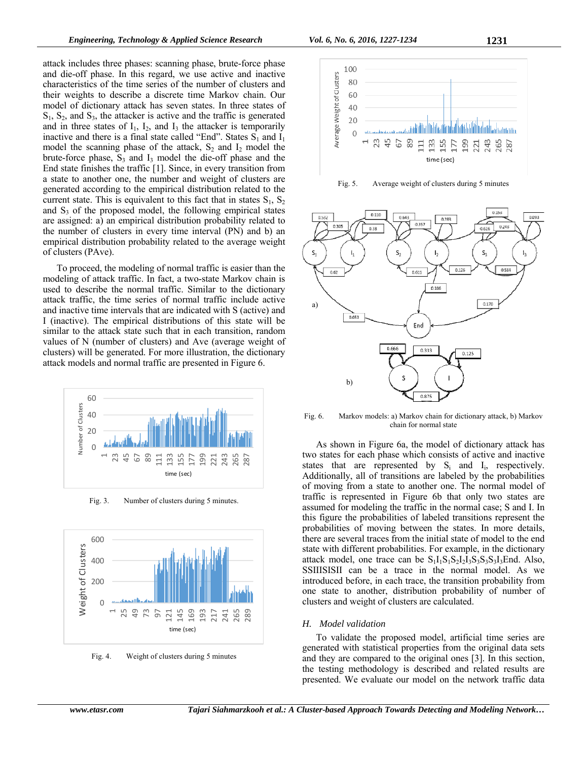attack includes three phases: scanning phase, brute-force phase and die-off phase. In this regard, we use active and inactive characteristics of the time series of the number of clusters and their weights to describe a discrete time Markov chain. Our model of dictionary attack has seven states. In three states of $S_1$, $S_2$, and $S_3$, the attacker is active and the traffic is generated and in three states of $I_1$, $I_2$, and $I_3$ the attacker is temporarily inactive and there is a final state called "End". States $S_1$ and $I_1$ model the scanning phase of the attack, $S_2$ and $I_2$ model the brute-force phase, $S_3$ and $I_3$ model the die-off phase and the End state finishes the traffic [1]. Since, in every transition from a state to another one, the number and weight of clusters are generated according to the empirical distribution related to the current state. This is equivalent to this fact that in states $S_1$, $S_2$ and $S_3$ of the proposed model, the following empirical states are assigned: a) an empirical distribution probability related to the number of clusters in every time interval (PN) and b) an empirical distribution probability related to the average weight of clusters (PAve).

To proceed, the modeling of normal traffic is easier than the modeling of attack traffic. In fact, a two-state Markov chain is used to describe the normal traffic. Similar to the dictionary attack traffic, the time series of normal traffic include active and inactive time intervals that are indicated with S (active) and I (inactive). The empirical distributions of this state will be similar to the attack state such that in each transition, random values of N (number of clusters) and Ave (average weight of clusters) will be generated. For more illustration, the dictionary attack models and normal traffic are presented in Figure 6.

Fig. 3. Number of clusters during 5 minutes.

Fig. 4. Weight of clusters during 5 minutes

Fig. 5. Average weight of clusters during 5 minutes

Fig. 6. Markov models: a) Markov chain for dictionary attack, b) Markov chain for normal state

As shown in Figure 6a, the model of dictionary attack has two states for each phase which consists of active and inactive states that are represented by $S_i$ and $I_i$, respectively. Additionally, all of transitions are labeled by the probabilities of moving from a state to another one. The normal model of traffic is represented in Figure 6b that only two states are assumed for modeling the traffic in the normal case; S and I. In this figure the probabilities of labeled transitions represent the probabilities of moving between the states. In more details, there are several traces from the initial state of model to the end state with different probabilities. For example, in the dictionary attack model, one trace can be $S_1I_1S_1S_2I_2I_3S_3S_3S_3I_3$End. Also, SSIIISISII can be a trace in the normal model. As we introduced before, in each trace, the transition probability from one state to another, distribution probability of number of clusters and weight of clusters are calculated.

### *H. Model validation*

To validate the proposed model, artificial time series are generated with statistical properties from the original data sets and they are compared to the original ones [3]. In this section, the testing methodology is described and related results are presented. We evaluate our model on the network traffic data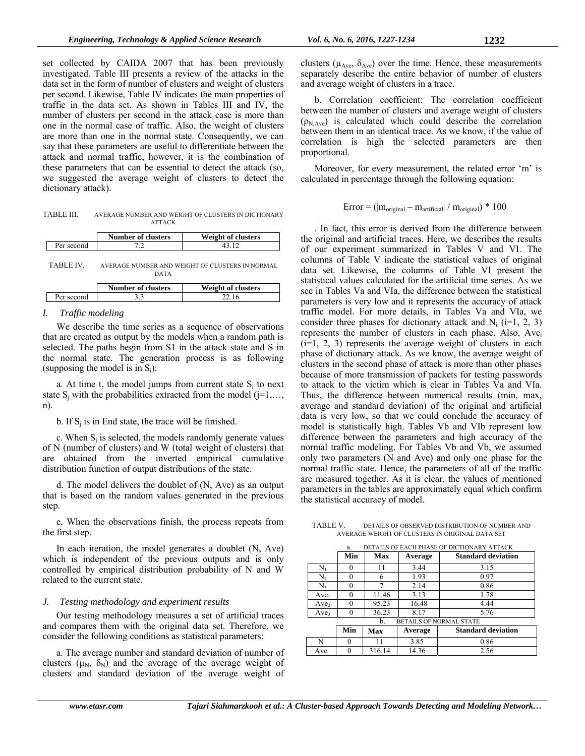set collected by CAIDA 2007 that has been previously investigated. Table III presents a review of the attacks in the data set in the form of number of clusters and weight of clusters per second. Likewise, Table IV indicates the main properties of traffic in the data set. As shown in Tables III and IV, the number of clusters per second in the attack case is more than one in the normal case of traffic. Also, the weight of clusters are more than one in the normal state. Consequently, we can say that these parameters are useful to differentiate between the attack and normal traffic, however, it is the combination of these parameters that can be essential to detect the attack (so, we suggested the average weight of clusters to detect the dictionary attack).

TABLE III. AVERAGE NUMBER AND WEIGHT OF CLUSTERS IN DICTIONARY ATTACK

| | Number of clusters | Weight of clusters |
|---|---|---|
| Per second | 7.2 | 43.12 |

TABLE IV. AVERAGE NUMBER AND WEIGHT OF CLUSTERS IN NORMAL DATA

| | Number of clusters | Weight of clusters |
|---|---|---|
| Per second | 3.3 | 22.16 |

### *I. Traffic modeling*

We describe the time series as a sequence of observations that are created as output by the models when a random path is selected. The paths begin from S1 in the attack state and S in the normal state. The generation process is as following (supposing the model is in $S_i$):

a. At time t, the model jumps from current state $S_i$ to next state $S_j$ with the probabilities extracted from the model (j=1,…, n).

b. If $S_j$ is in End state, the trace will be finished.

c. When $S_j$ is selected, the models randomly generate values of N (number of clusters) and W (total weight of clusters) that are obtained from the inverted empirical cumulative distribution function of output distributions of the state.

d. The model delivers the doublet of (N, Ave) as an output that is based on the random values generated in the previous step.

e. When the observations finish, the process repeats from the first step.

In each iteration, the model generates a doublet (N, Ave) which is independent of the previous outputs and is only controlled by empirical distribution probability of N and W related to the current state.

### *J. Testing methodology and experiment results*

Our testing methodology measures a set of artificial traces and compares them with the original data set. Therefore, we consider the following conditions as statistical parameters:

a. The average number and standard deviation of number of clusters ($\mu_N$, $\delta_N$) and the average of the average weight of clusters and standard deviation of the average weight of clusters ($\mu_{Ave}$, $\delta_{Ave}$) over the time. Hence, these measurements separately describe the entire behavior of number of clusters and average weight of clusters in a trace.

b. Correlation coefficient: The correlation coefficient between the number of clusters and average weight of clusters ($\rho_{N,Ave}$) is calculated which could describe the correlation between them in an identical trace. As we know, if the value of correlation is high the selected parameters are then proportional.

Moreover, for every measurement, the related error 'm' is calculated in percentage through the following equation:

$$\text{Error} = (|m_{original} - m_{artificial}| / m_{original}) * 100$$

. In fact, this error is derived from the difference between the original and artificial traces. Here, we describes the results of our experiment summarized in Tables V and VI. The columns of Table V indicate the statistical values of original data set. Likewise, the columns of Table VI present the statistical values calculated for the artificial time series. As we see in Tables Va and VIa, the difference between the statistical parameters is very low and it represents the accuracy of attack traffic model. For more details, in Tables Va and VIa, we consider three phases for dictionary attack and $N_i$ (i=1, 2, 3) represents the number of clusters in each phase. Also, $Ave_i$ (i=1, 2, 3) represents the average weight of clusters in each phase of dictionary attack. As we know, the average weight of clusters in the second phase of attack is more than other phases because of more transmission of packets for testing passwords to attack to the victim which is clear in Tables Va and VIa. Thus, the difference between numerical results (min, max, average and standard deviation) of the original and artificial data is very low, so that we could conclude the accuracy of model is statistically high. Tables Vb and VIb represent low difference between the parameters and high accuracy of the normal traffic modeling. For Tables Vb and Vb, we assumed only two parameters (N and Ave) and only one phase for the normal traffic state. Hence, the parameters of all of the traffic are measured together. As it is clear, the values of mentioned parameters in the tables are approximately equal which confirm the statistical accuracy of model.

TABLE V. DETAILS OF OBSERVED DISTRIBUTION OF NUMBER AND AVERAGE WEIGHT OF CLUSTERS IN ORIGINAL DATA SET

a. DETAILS OF EACH PHASE OF DICTIONARY ATTACK

| | Min | Max | Average | Standard deviation |
|---|---|---|---|---|
| $N_1$ | 0 | 11 | 3.44 | 3.15 |
| $N_2$ | 0 | 6 | 1.93 | 0.97 |
| $N_3$ | 0 | 7 | 2.14 | 0.86 |
| $Ave_1$ | 0 | 11.46 | 3.13 | 1.78 |
| $Ave_2$ | 0 | 95.23 | 16.48 | 4.44 |
| $Ave_3$ | 0 | 36.23 | 8.17 | 5.76 |

b. BETAILS OF NORMAL STATE

| | Min | Max | Average | Standard deviation |
|---|---|---|---|---|
| N | 0 | 11 | 3.85 | 0.86 |
| Ave | 0 | 316.14 | 14.36 | 2.56 |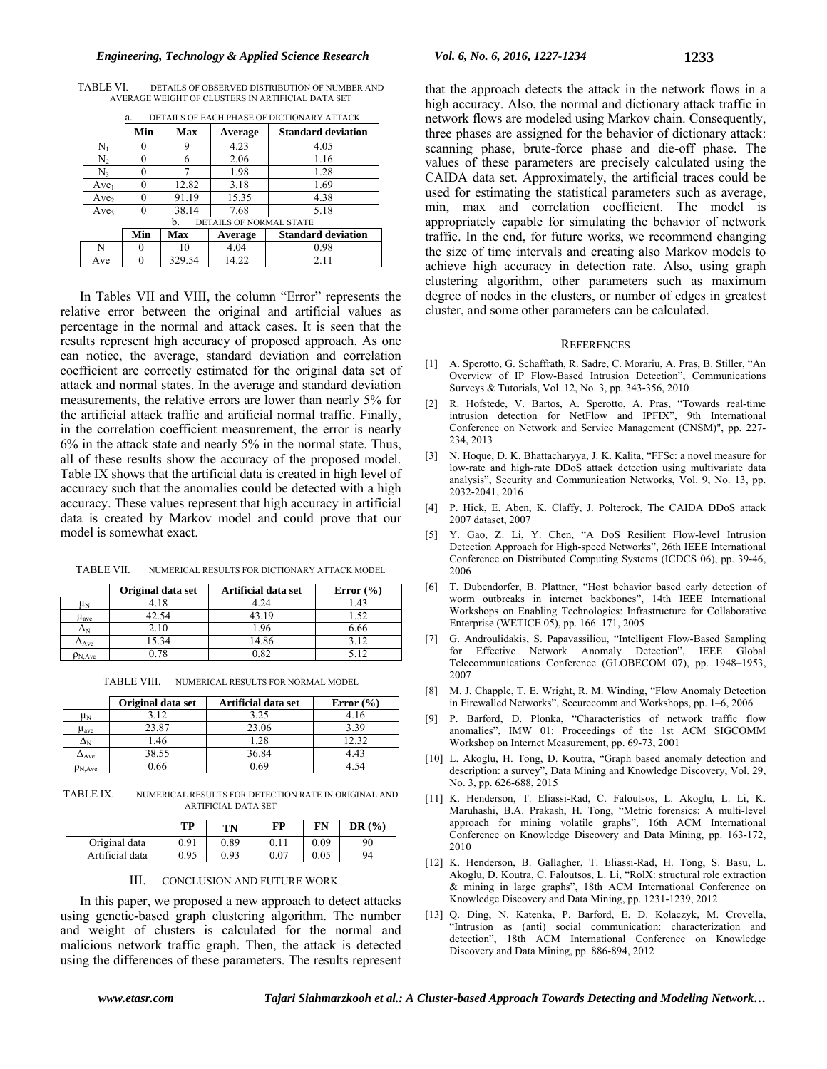TABLE VI. DETAILS OF OBSERVED DISTRIBUTION OF NUMBER AND AVERAGE WEIGHT OF CLUSTERS IN ARTIFICIAL DATA SET

a. DETAILS OF EACH PHASE OF DICTIONARY ATTACK

| | Min | Max | Average | Standard deviation |
|---|---|---|---|---|
| $N_1$ | 0 | 9 | 4.23 | 4.05 |
| $N_2$ | 0 | 6 | 2.06 | 1.16 |
| $N_3$ | 0 | 7 | 1.98 | 1.28 |
| $Ave_1$ | 0 | 12.82 | 3.18 | 1.69 |
| $Ave_2$ | 0 | 91.19 | 15.35 | 4.38 |
| $Ave_3$ | 0 | 38.14 | 7.68 | 5.18 |

b. DETAILS OF NORMAL STATE

| | Min | Max | Average | Standard deviation |
|---|---|---|---|---|
| N | 0 | 10 | 4.04 | 0.98 |
| Ave | 0 | 329.54 | 14.22 | 2.11 |

In Tables VII and VIII, the column "Error" represents the relative error between the original and artificial values as percentage in the normal and attack cases. It is seen that the results represent high accuracy of proposed approach. As one can notice, the average, standard deviation and correlation coefficient are correctly estimated for the original data set of attack and normal states. In the average and standard deviation measurements, the relative errors are lower than nearly 5% for the artificial attack traffic and artificial normal traffic. Finally, in the correlation coefficient measurement, the error is nearly 6% in the attack state and nearly 5% in the normal state. Thus, all of these results show the accuracy of the proposed model. Table IX shows that the artificial data is created in high level of accuracy such that the anomalies could be detected with a high accuracy. These values represent that high accuracy in artificial data is created by Markov model and could prove that our model is somewhat exact.

TABLE VII. NUMERICAL RESULTS FOR DICTIONARY ATTACK MODEL

| | Original data set | Artificial data set | Error (%) |
|---|---|---|---|
| $\mu_N$ | 4.18 | 4.24 | 1.43 |
| $\mu_{ave}$ | 42.54 | 43.19 | 1.52 |
| $\Delta_N$ | 2.10 | 1.96 | 6.66 |
| $\Delta_{Ave}$ | 15.34 | 14.86 | 3.12 |
| $\rho_{N,Ave}$ | 0.78 | 0.82 | 5.12 |

TABLE VIII. NUMERICAL RESULTS FOR NORMAL MODEL

| | Original data set | Artificial data set | Error (%) |
|---|---|---|---|
| $\mu_N$ | 3.12 | 3.25 | 4.16 |
| $\mu_{ave}$ | 23.87 | 23.06 | 3.39 |
| $\Delta_N$ | 1.46 | 1.28 | 12.32 |
| $\Delta_{Ave}$ | 38.55 | 36.84 | 4.43 |
| $\rho_{N,Ave}$ | 0.66 | 0.69 | 4.54 |

TABLE IX. NUMERICAL RESULTS FOR DETECTION RATE IN ORIGINAL AND ARTIFICIAL DATA SET

| | TP | TN | FP | FN | DR (%) |
|---|---|---|---|---|---|
| Original data | 0.91 | 0.89 | 0.11 | 0.09 | 90 |
| Artificial data | 0.95 | 0.93 | 0.07 | 0.05 | 94 |

## III. CONCLUSION AND FUTURE WORK

In this paper, we proposed a new approach to detect attacks using genetic-based graph clustering algorithm. The number and weight of clusters is calculated for the normal and malicious network traffic graph. Then, the attack is detected using the differences of these parameters. The results represent that the approach detects the attack in the network flows in a high accuracy. Also, the normal and dictionary attack traffic in network flows are modeled using Markov chain. Consequently, three phases are assigned for the behavior of dictionary attack: scanning phase, brute-force phase and die-off phase. The values of these parameters are precisely calculated using the CAIDA data set. Approximately, the artificial traces could be used for estimating the statistical parameters such as average, min, max and correlation coefficient. The model is appropriately capable for simulating the behavior of network traffic. In the end, for future works, we recommend changing the size of time intervals and creating also Markov models to achieve high accuracy in detection rate. Also, using graph clustering algorithm, other parameters such as maximum degree of nodes in the clusters, or number of edges in greatest cluster, and some other parameters can be calculated.

## REFERENCES

[1] A. Sperotto, G. Schaffrath, R. Sadre, C. Morariu, A. Pras, B. Stiller, "An Overview of IP Flow-Based Intrusion Detection", Communications Surveys & Tutorials, Vol. 12, No. 3, pp. 343-356, 2010

[2] R. Hofstede, V. Bartos, A. Sperotto, A. Pras, "Towards real-time intrusion detection for NetFlow and IPFIX", 9th International Conference on Network and Service Management (CNSM)", pp. 227-234, 2013

[3] N. Hoque, D. K. Bhattacharyya, J. K. Kalita, "FFSc: a novel measure for low-rate and high-rate DDoS attack detection using multivariate data analysis", Security and Communication Networks, Vol. 9, No. 13, pp. 2032-2041, 2016

[4] P. Hick, E. Aben, K. Claffy, J. Polterock, The CAIDA DDoS attack 2007 dataset, 2007

[5] Y. Gao, Z. Li, Y. Chen, "A DoS Resilient Flow-level Intrusion Detection Approach for High-speed Networks", 26th IEEE International Conference on Distributed Computing Systems (ICDCS 06), pp. 39-46, 2006

[6] T. Dubendorfer, B. Plattner, "Host behavior based early detection of worm outbreaks in internet backbones", 14th IEEE International Workshops on Enabling Technologies: Infrastructure for Collaborative Enterprise (WETICE 05), pp. 166–171, 2005

[7] G. Androulidakis, S. Papavassiliou, "Intelligent Flow-Based Sampling for Effective Network Anomaly Detection", IEEE Global Telecommunications Conference (GLOBECOM 07), pp. 1948–1953, 2007

[8] M. J. Chapple, T. E. Wright, R. M. Winding, "Flow Anomaly Detection in Firewalled Networks", Securecomm and Workshops, pp. 1–6, 2006

[9] P. Barford, D. Plonka, "Characteristics of network traffic flow anomalies", IMW 01: Proceedings of the 1st ACM SIGCOMM Workshop on Internet Measurement, pp. 69-73, 2001

[10] L. Akoglu, H. Tong, D. Koutra, "Graph based anomaly detection and description: a survey", Data Mining and Knowledge Discovery, Vol. 29, No. 3, pp. 626-688, 2015

[11] K. Henderson, T. Eliassi-Rad, C. Faloutsos, L. Akoglu, L. Li, K. Maruhashi, B.A. Prakash, H. Tong, "Metric forensics: A multi-level approach for mining volatile graphs", 16th ACM International Conference on Knowledge Discovery and Data Mining, pp. 163-172, 2010

[12] K. Henderson, B. Gallagher, T. Eliassi-Rad, H. Tong, S. Basu, L. Akoglu, D. Koutra, C. Faloutsos, L. Li, "RolX: structural role extraction & mining in large graphs", 18th ACM International Conference on Knowledge Discovery and Data Mining, pp. 1231-1239, 2012

[13] Q. Ding, N. Katenka, P. Barford, E. D. Kolaczyk, M. Crovella, "Intrusion as (anti) social communication: characterization and detection", 18th ACM International Conference on Knowledge Discovery and Data Mining, pp. 886-894, 2012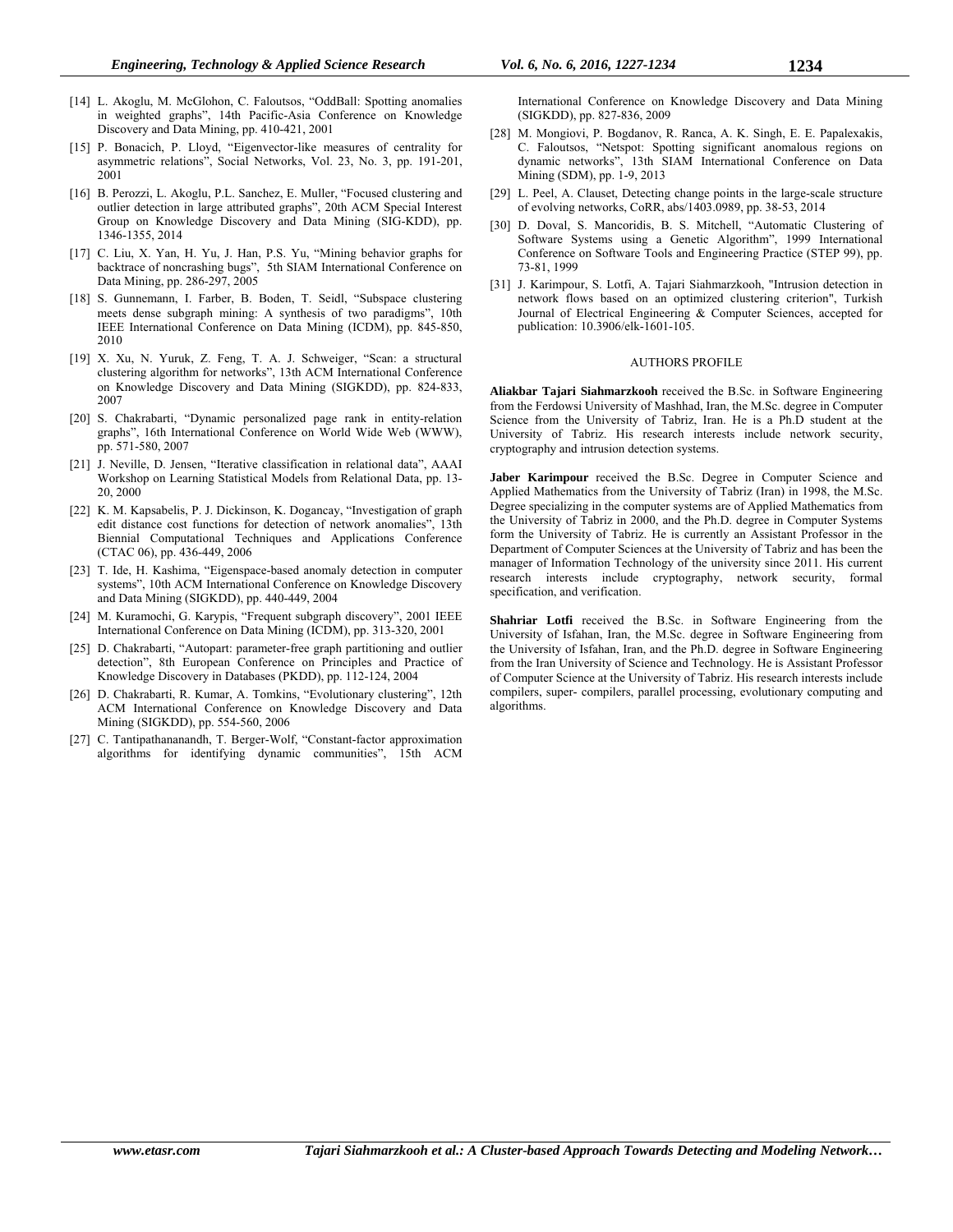[14] L. Akoglu, M. McGlohon, C. Faloutsos, "OddBall: Spotting anomalies in weighted graphs", 14th Pacific-Asia Conference on Knowledge Discovery and Data Mining, pp. 410-421, 2001

[15] P. Bonacich, P. Lloyd, "Eigenvector-like measures of centrality for asymmetric relations", Social Networks, Vol. 23, No. 3, pp. 191-201, 2001

[16] B. Perozzi, L. Akoglu, P.L. Sanchez, E. Muller, "Focused clustering and outlier detection in large attributed graphs", 20th ACM Special Interest Group on Knowledge Discovery and Data Mining (SIG-KDD), pp. 1346-1355, 2014

[17] C. Liu, X. Yan, H. Yu, J. Han, P.S. Yu, "Mining behavior graphs for backtrace of noncrashing bugs", 5th SIAM International Conference on Data Mining, pp. 286-297, 2005

[18] S. Gunnemann, I. Farber, B. Boden, T. Seidl, "Subspace clustering meets dense subgraph mining: A synthesis of two paradigms", 10th IEEE International Conference on Data Mining (ICDM), pp. 845-850, 2010

[19] X. Xu, N. Yuruk, Z. Feng, T. A. J. Schweiger, "Scan: a structural clustering algorithm for networks", 13th ACM International Conference on Knowledge Discovery and Data Mining (SIGKDD), pp. 824-833, 2007

[20] S. Chakrabarti, "Dynamic personalized page rank in entity-relation graphs", 16th International Conference on World Wide Web (WWW), pp. 571-580, 2007

[21] J. Neville, D. Jensen, "Iterative classification in relational data", AAAI Workshop on Learning Statistical Models from Relational Data, pp. 13-20, 2000

[22] K. M. Kapsabelis, P. J. Dickinson, K. Dogancay, "Investigation of graph edit distance cost functions for detection of network anomalies", 13th Biennial Computational Techniques and Applications Conference (CTAC 06), pp. 436-449, 2006

[23] T. Ide, H. Kashima, "Eigenspace-based anomaly detection in computer systems", 10th ACM International Conference on Knowledge Discovery and Data Mining (SIGKDD), pp. 440-449, 2004

[24] M. Kuramochi, G. Karypis, "Frequent subgraph discovery", 2001 IEEE International Conference on Data Mining (ICDM), pp. 313-320, 2001

[25] D. Chakrabarti, "Autopart: parameter-free graph partitioning and outlier detection", 8th European Conference on Principles and Practice of Knowledge Discovery in Databases (PKDD), pp. 112-124, 2004

[26] D. Chakrabarti, R. Kumar, A. Tomkins, "Evolutionary clustering", 12th ACM International Conference on Knowledge Discovery and Data Mining (SIGKDD), pp. 554-560, 2006

[27] C. Tantipathananandh, T. Berger-Wolf, "Constant-factor approximation algorithms for identifying dynamic communities", 15th ACM International Conference on Knowledge Discovery and Data Mining (SIGKDD), pp. 827-836, 2009

[28] M. Mongiovi, P. Bogdanov, R. Ranca, A. K. Singh, E. E. Papalexakis, C. Faloutsos, "Netspot: Spotting significant anomalous regions on dynamic networks", 13th SIAM International Conference on Data Mining (SDM), pp. 1-9, 2013

[29] L. Peel, A. Clauset, Detecting change points in the large-scale structure of evolving networks, CoRR, abs/1403.0989, pp. 38-53, 2014

[30] D. Doval, S. Mancoridis, B. S. Mitchell, "Automatic Clustering of Software Systems using a Genetic Algorithm", 1999 International Conference on Software Tools and Engineering Practice (STEP 99), pp. 73-81, 1999

[31] J. Karimpour, S. Lotfi, A. Tajari Siahmarzkooh, "Intrusion detection in network flows based on an optimized clustering criterion", Turkish Journal of Electrical Engineering & Computer Sciences, accepted for publication: 10.3906/elk-1601-105.

## AUTHORS PROFILE

**Aliakbar Tajari Siahmarzkooh** received the B.Sc. in Software Engineering from the Ferdowsi University of Mashhad, Iran, the M.Sc. degree in Computer Science from the University of Tabriz, Iran. He is a Ph.D student at the University of Tabriz. His research interests include network security, cryptography and intrusion detection systems.

**Jaber Karimpour** received the B.Sc. Degree in Computer Science and Applied Mathematics from the University of Tabriz (Iran) in 1998, the M.Sc. Degree specializing in the computer systems are of Applied Mathematics from the University of Tabriz in 2000, and the Ph.D. degree in Computer Systems form the University of Tabriz. He is currently an Assistant Professor in the Department of Computer Sciences at the University of Tabriz and has been the manager of Information Technology of the university since 2011. His current research interests include cryptography, network security, formal specification, and verification.

**Shahriar Lotfi** received the B.Sc. in Software Engineering from the University of Isfahan, Iran, the M.Sc. degree in Software Engineering from the University of Isfahan, Iran, and the Ph.D. degree in Software Engineering from the Iran University of Science and Technology. He is Assistant Professor of Computer Science at the University of Tabriz. His research interests include compilers, super- compilers, parallel processing, evolutionary computing and algorithms.